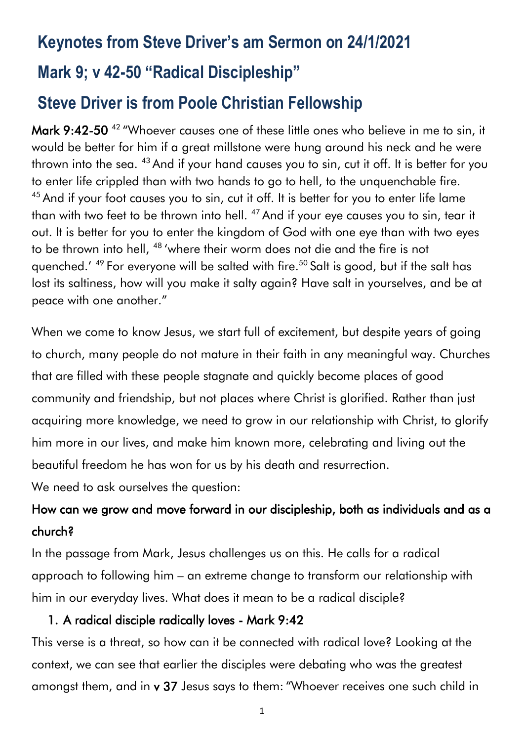# Keynotes from Steve Driver's am Sermon on 24/1/2021

# Mark 9; v 42-50 "Radical Discipleship"

# Steve Driver is from Poole Christian Fellowship

**Mark 9:42-50** [42] "Whoever causes one of these little ones who believe in me to sin, it would be better for him if a great millstone were hung around his neck and he were thrown into the sea. [43] And if your hand causes you to sin, cut it off. It is better for you to enter life crippled than with two hands to go to hell, to the unquenchable fire. [45] And if your foot causes you to sin, cut it off. It is better for you to enter life lame than with two feet to be thrown into hell. [47] And if your eye causes you to sin, tear it out. It is better for you to enter the kingdom of God with one eye than with two eyes to be thrown into hell, [48] 'where their worm does not die and the fire is not quenched.' [49] For everyone will be salted with fire.[50] Salt is good, but if the salt has lost its saltiness, how will you make it salty again? Have salt in yourselves, and be at peace with one another."

When we come to know Jesus, we start full of excitement, but despite years of going to church, many people do not mature in their faith in any meaningful way. Churches that are filled with these people stagnate and quickly become places of good community and friendship, but not places where Christ is glorified. Rather than just acquiring more knowledge, we need to grow in our relationship with Christ, to glorify him more in our lives, and make him known more, celebrating and living out the beautiful freedom he has won for us by his death and resurrection.

We need to ask ourselves the question:

**How can we grow and move forward in our discipleship, both as individuals and as a church?**

In the passage from Mark, Jesus challenges us on this. He calls for a radical approach to following him – an extreme change to transform our relationship with him in our everyday lives. What does it mean to be a radical disciple?

1. **A radical disciple radically loves - Mark 9:42**

This verse is a threat, so how can it be connected with radical love? Looking at the context, we can see that earlier the disciples were debating who was the greatest amongst them, and in **v 37** Jesus says to them: "Whoever receives one such child in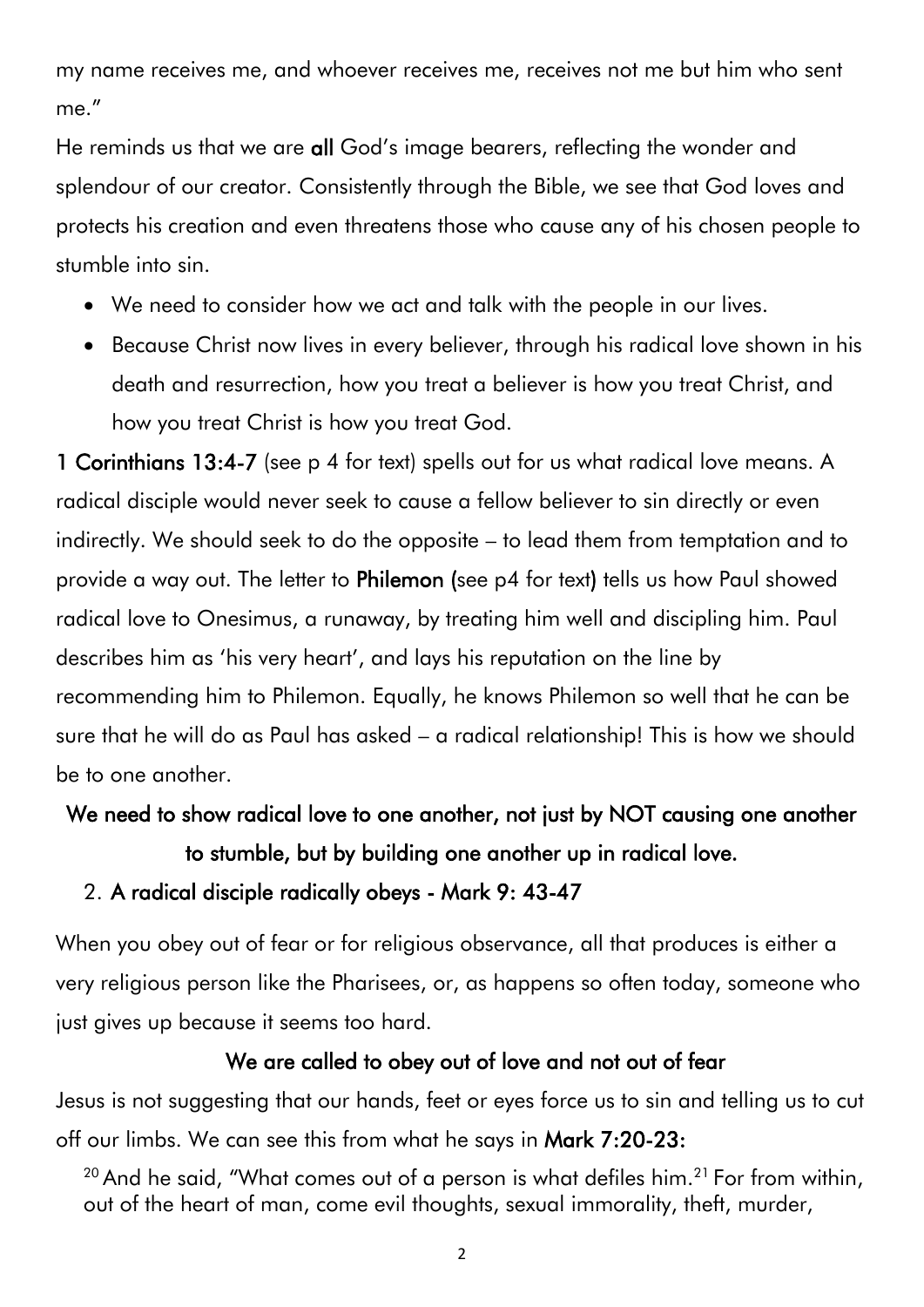my name receives me, and whoever receives me, receives not me but him who sent me."

He reminds us that we are **all** God's image bearers, reflecting the wonder and splendour of our creator. Consistently through the Bible, we see that God loves and protects his creation and even threatens those who cause any of his chosen people to stumble into sin.

- We need to consider how we act and talk with the people in our lives.
- Because Christ now lives in every believer, through his radical love shown in his death and resurrection, how you treat a believer is how you treat Christ, and how you treat Christ is how you treat God.

**1 Corinthians 13:4-7** (see p 4 for text) spells out for us what radical love means. A radical disciple would never seek to cause a fellow believer to sin directly or even indirectly. We should seek to do the opposite – to lead them from temptation and to provide a way out. The letter to **Philemon (**see p4 for text**)** tells us how Paul showed radical love to Onesimus, a runaway, by treating him well and discipling him. Paul describes him as 'his very heart', and lays his reputation on the line by recommending him to Philemon. Equally, he knows Philemon so well that he can be sure that he will do as Paul has asked – a radical relationship! This is how we should be to one another.

**We need to show radical love to one another, not just by NOT causing one another to stumble, but by building one another up in radical love.**

2. **A radical disciple radically obeys - Mark 9: 43-47**

When you obey out of fear or for religious observance, all that produces is either a very religious person like the Pharisees, or, as happens so often today, someone who just gives up because it seems too hard.

**We are called to obey out of love and not out of fear**

Jesus is not suggesting that our hands, feet or eyes force us to sin and telling us to cut off our limbs. We can see this from what he says in **Mark 7:20-23:**

> [20] And he said, "What comes out of a person is what defiles him.[21] For from within, out of the heart of man, come evil thoughts, sexual immorality, theft, murder,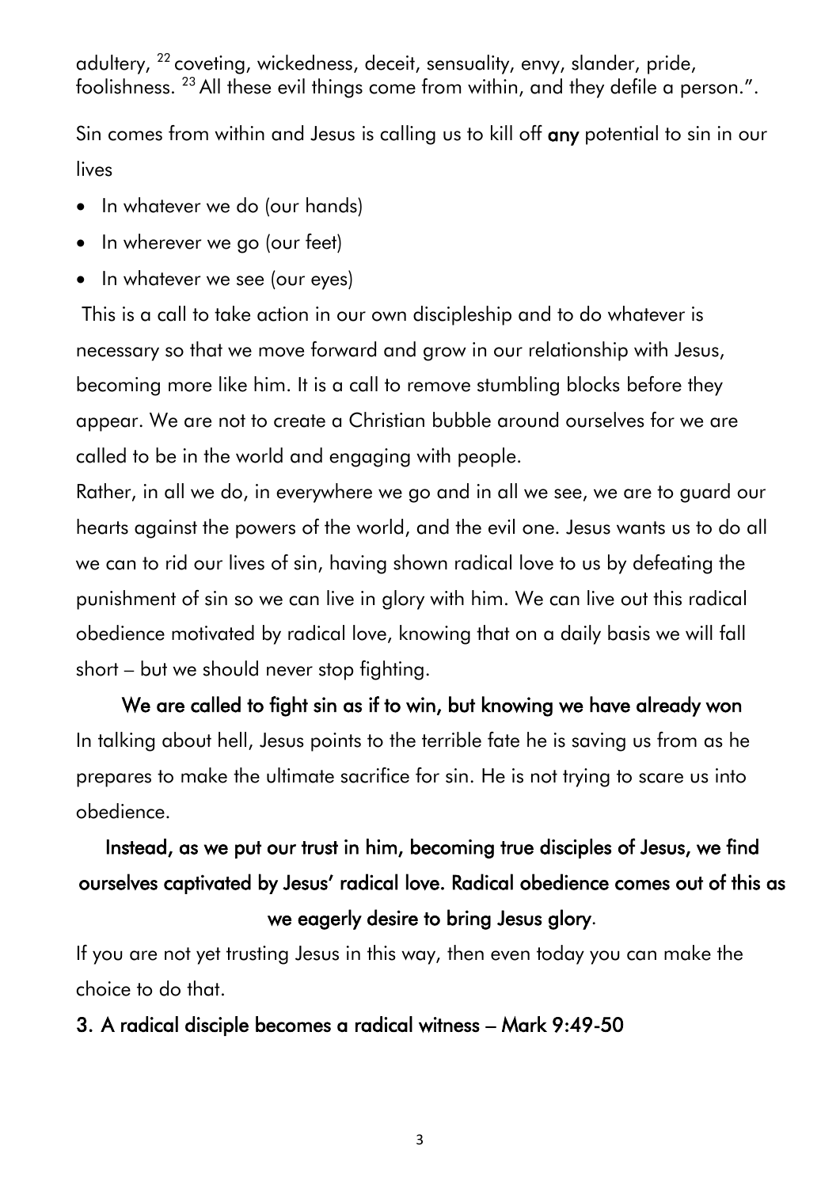adultery, [22] coveting, wickedness, deceit, sensuality, envy, slander, pride, foolishness. [23] All these evil things come from within, and they defile a person.".

Sin comes from within and Jesus is calling us to kill off **any** potential to sin in our lives

- In whatever we do (our hands)
- In wherever we go (our feet)
- In whatever we see (our eyes)

This is a call to take action in our own discipleship and to do whatever is necessary so that we move forward and grow in our relationship with Jesus, becoming more like him. It is a call to remove stumbling blocks before they appear. We are not to create a Christian bubble around ourselves for we are called to be in the world and engaging with people.

Rather, in all we do, in everywhere we go and in all we see, we are to guard our hearts against the powers of the world, and the evil one. Jesus wants us to do all we can to rid our lives of sin, having shown radical love to us by defeating the punishment of sin so we can live in glory with him. We can live out this radical obedience motivated by radical love, knowing that on a daily basis we will fall short – but we should never stop fighting.

**We are called to fight sin as if to win, but knowing we have already won**

In talking about hell, Jesus points to the terrible fate he is saving us from as he prepares to make the ultimate sacrifice for sin. He is not trying to scare us into obedience.

**Instead, as we put our trust in him, becoming true disciples of Jesus, we find ourselves captivated by Jesus' radical love. Radical obedience comes out of this as we eagerly desire to bring Jesus glory.**

If you are not yet trusting Jesus in this way, then even today you can make the choice to do that.

**3. A radical disciple becomes a radical witness – Mark 9:49-50**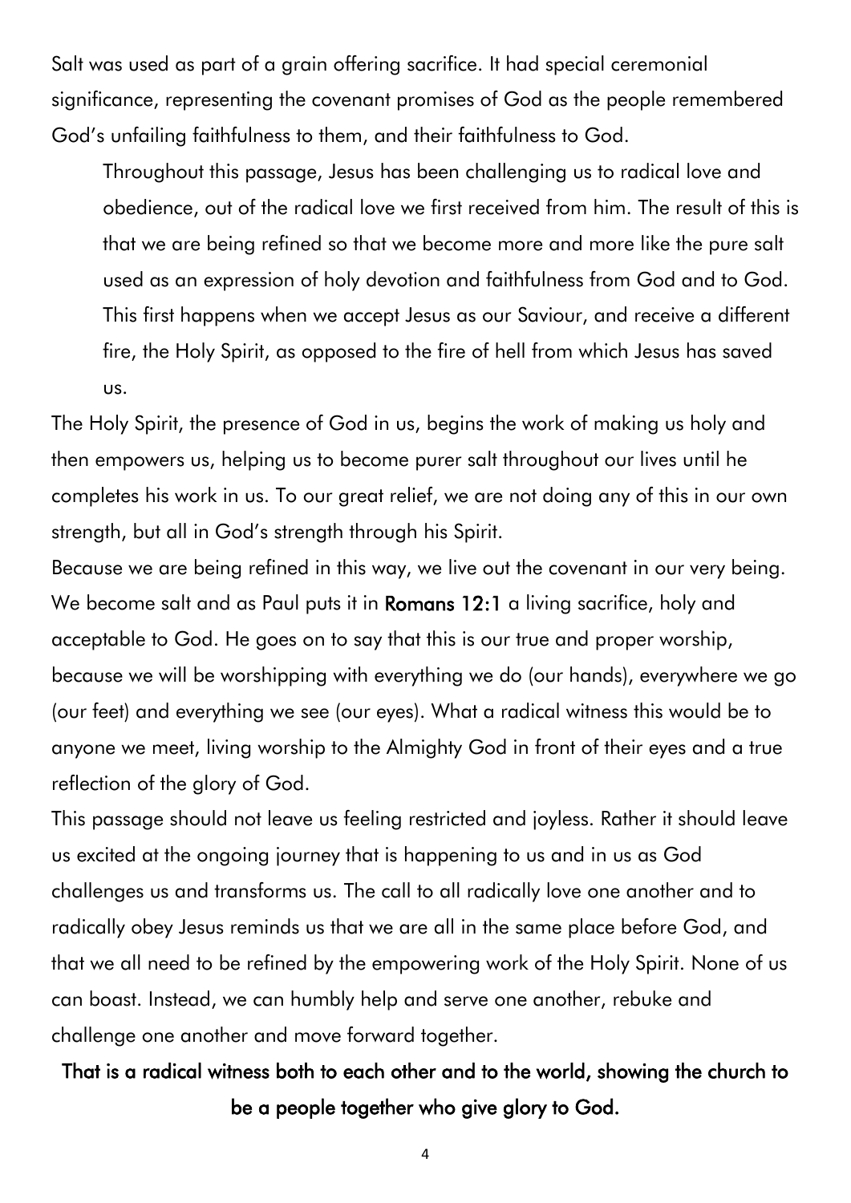Salt was used as part of a grain offering sacrifice. It had special ceremonial significance, representing the covenant promises of God as the people remembered God's unfailing faithfulness to them, and their faithfulness to God.

Throughout this passage, Jesus has been challenging us to radical love and obedience, out of the radical love we first received from him. The result of this is that we are being refined so that we become more and more like the pure salt used as an expression of holy devotion and faithfulness from God and to God. This first happens when we accept Jesus as our Saviour, and receive a different fire, the Holy Spirit, as opposed to the fire of hell from which Jesus has saved us.

The Holy Spirit, the presence of God in us, begins the work of making us holy and then empowers us, helping us to become purer salt throughout our lives until he completes his work in us. To our great relief, we are not doing any of this in our own strength, but all in God's strength through his Spirit.

Because we are being refined in this way, we live out the covenant in our very being. We become salt and as Paul puts it in **Romans 12:1** a living sacrifice, holy and acceptable to God. He goes on to say that this is our true and proper worship, because we will be worshipping with everything we do (our hands), everywhere we go (our feet) and everything we see (our eyes). What a radical witness this would be to anyone we meet, living worship to the Almighty God in front of their eyes and a true reflection of the glory of God.

This passage should not leave us feeling restricted and joyless. Rather it should leave us excited at the ongoing journey that is happening to us and in us as God challenges us and transforms us. The call to all radically love one another and to radically obey Jesus reminds us that we are all in the same place before God, and that we all need to be refined by the empowering work of the Holy Spirit. None of us can boast. Instead, we can humbly help and serve one another, rebuke and challenge one another and move forward together.

**That is a radical witness both to each other and to the world, showing the church to be a people together who give glory to God.**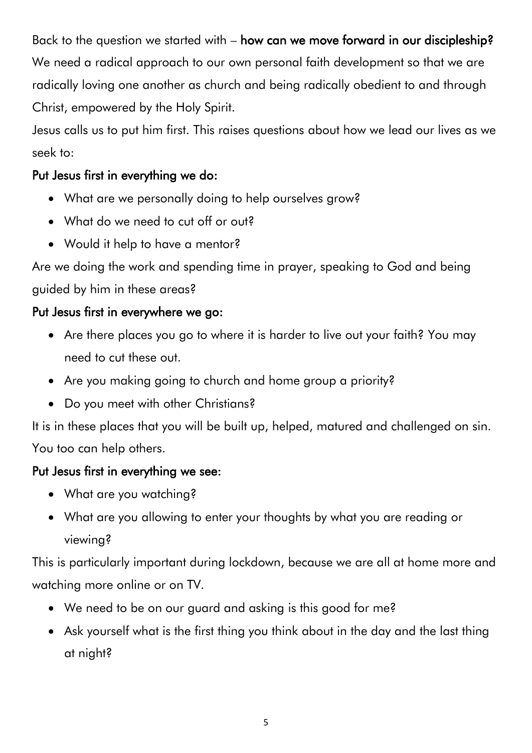Back to the question we started with – **how can we move forward in our discipleship?** We need a radical approach to our own personal faith development so that we are radically loving one another as church and being radically obedient to and through Christ, empowered by the Holy Spirit.

Jesus calls us to put him first. This raises questions about how we lead our lives as we seek to:

**Put Jesus first in everything we do:**

- What are we personally doing to help ourselves grow?
- What do we need to cut off or out?
- Would it help to have a mentor?

Are we doing the work and spending time in prayer, speaking to God and being guided by him in these areas?

**Put Jesus first in everywhere we go:**

- Are there places you go to where it is harder to live out your faith? You may need to cut these out.
- Are you making going to church and home group a priority?
- Do you meet with other Christians?

It is in these places that you will be built up, helped, matured and challenged on sin. You too can help others.

**Put Jesus first in everything we see:**

- What are you watching?
- What are you allowing to enter your thoughts by what you are reading or viewing?

This is particularly important during lockdown, because we are all at home more and watching more online or on TV.

- We need to be on our guard and asking is this good for me?
- Ask yourself what is the first thing you think about in the day and the last thing at night?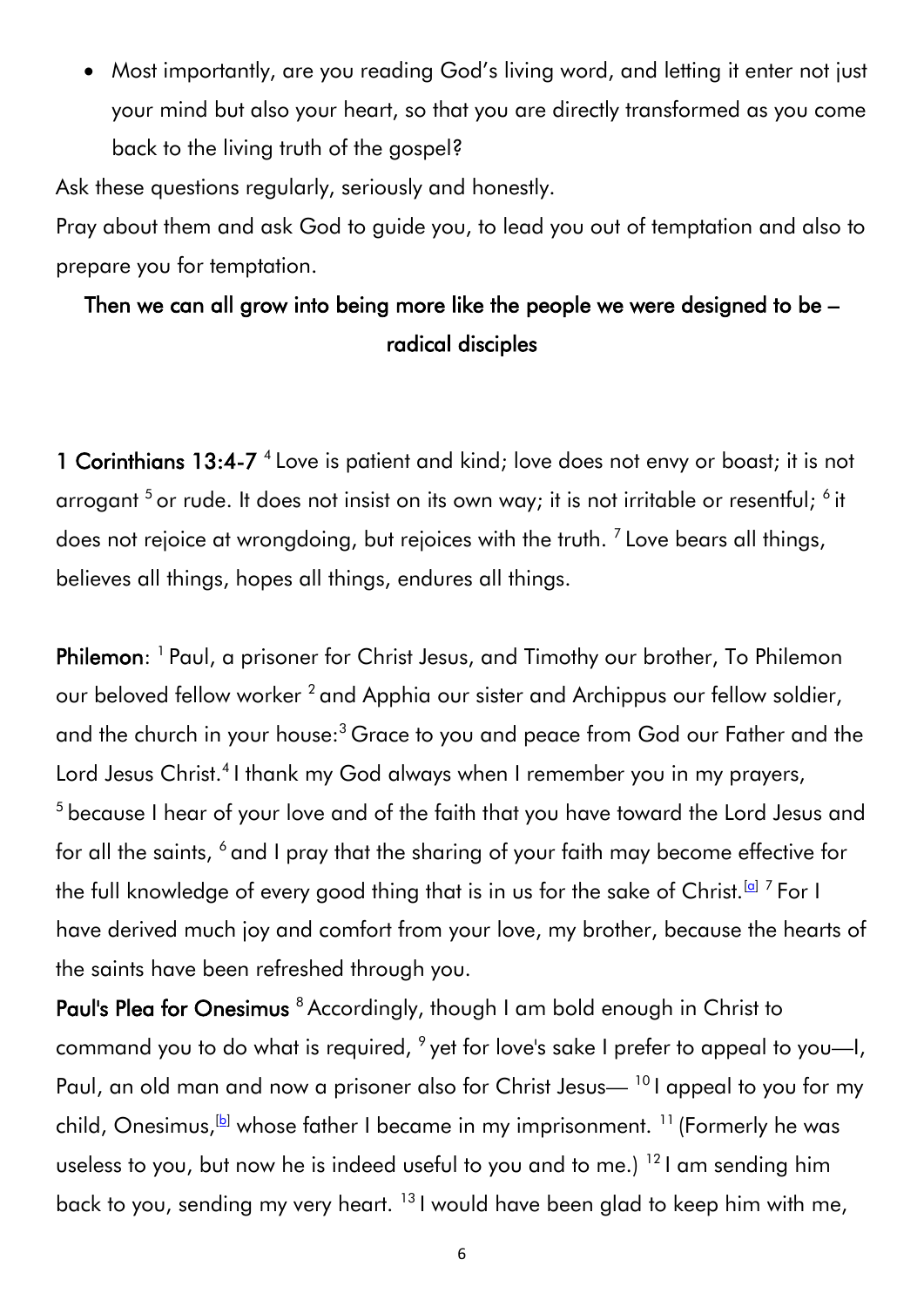- Most importantly, are you reading God's living word, and letting it enter not just your mind but also your heart, so that you are directly transformed as you come back to the living truth of the gospel?

Ask these questions regularly, seriously and honestly.

Pray about them and ask God to guide you, to lead you out of temptation and also to prepare you for temptation.

**Then we can all grow into being more like the people we were designed to be – radical disciples**

**1 Corinthians 13:4-7** [4] Love is patient and kind; love does not envy or boast; it is not arrogant [5] or rude. It does not insist on its own way; it is not irritable or resentful; [6] it does not rejoice at wrongdoing, but rejoices with the truth. [7] Love bears all things, believes all things, hopes all things, endures all things.

**Philemon**: [1] Paul, a prisoner for Christ Jesus, and Timothy our brother, To Philemon our beloved fellow worker [2] and Apphia our sister and Archippus our fellow soldier, and the church in your house:[3] Grace to you and peace from God our Father and the Lord Jesus Christ.[4] I thank my God always when I remember you in my prayers, [5] because I hear of your love and of the faith that you have toward the Lord Jesus and for all the saints, [6] and I pray that the sharing of your faith may become effective for the full knowledge of every good thing that is in us for the sake of Christ.[a] [7] For I have derived much joy and comfort from your love, my brother, because the hearts of the saints have been refreshed through you.

**Paul's Plea for Onesimus** [8] Accordingly, though I am bold enough in Christ to command you to do what is required, [9] yet for love's sake I prefer to appeal to you—I, Paul, an old man and now a prisoner also for Christ Jesus— [10] I appeal to you for my child, Onesimus,[b] whose father I became in my imprisonment. [11] (Formerly he was useless to you, but now he is indeed useful to you and to me.) [12] I am sending him back to you, sending my very heart. [13] I would have been glad to keep him with me,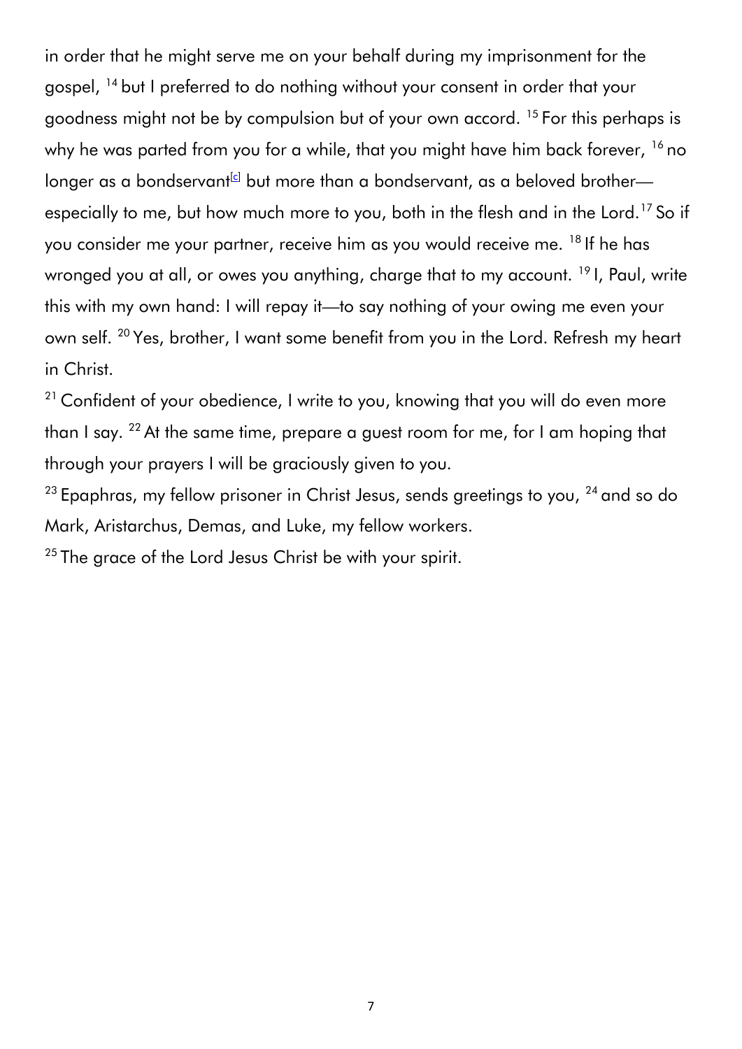in order that he might serve me on your behalf during my imprisonment for the gospel, [14] but I preferred to do nothing without your consent in order that your goodness might not be by compulsion but of your own accord. [15] For this perhaps is why he was parted from you for a while, that you might have him back forever, [16] no longer as a bondservant[c] but more than a bondservant, as a beloved brother—especially to me, but how much more to you, both in the flesh and in the Lord.[17] So if you consider me your partner, receive him as you would receive me. [18] If he has wronged you at all, or owes you anything, charge that to my account. [19] I, Paul, write this with my own hand: I will repay it—to say nothing of your owing me even your own self. [20] Yes, brother, I want some benefit from you in the Lord. Refresh my heart in Christ.

[21] Confident of your obedience, I write to you, knowing that you will do even more than I say. [22] At the same time, prepare a guest room for me, for I am hoping that through your prayers I will be graciously given to you.

[23] Epaphras, my fellow prisoner in Christ Jesus, sends greetings to you, [24] and so do Mark, Aristarchus, Demas, and Luke, my fellow workers.

[25] The grace of the Lord Jesus Christ be with your spirit.